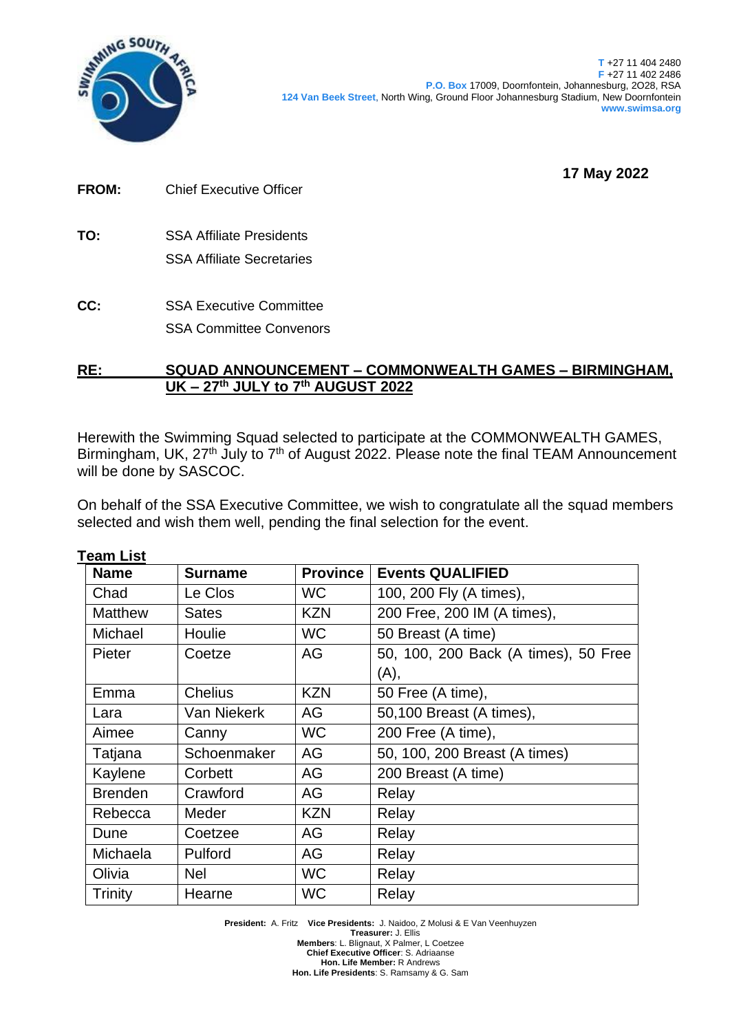T +27 11 404 2480
F +27 11 402 2486
P.O. Box 17009, Doornfontein, Johannesburg, 2O28, RSA
124 Van Beek Street, North Wing, Ground Floor Johannesburg Stadium, New Doornfontein
www.swimsa.org

**17 May 2022**

**FROM:** Chief Executive Officer

**TO:** SSA Affiliate Presidents
SSA Affiliate Secretaries

**CC:** SSA Executive Committee
SSA Committee Convenors

**RE: SQUAD ANNOUNCEMENT – COMMONWEALTH GAMES – BIRMINGHAM, UK – 27th JULY to 7th AUGUST 2022**

Herewith the Swimming Squad selected to participate at the COMMONWEALTH GAMES, Birmingham, UK, 27th July to 7th of August 2022. Please note the final TEAM Announcement will be done by SASCOC.

On behalf of the SSA Executive Committee, we wish to congratulate all the squad members selected and wish them well, pending the final selection for the event.

**Team List**

| Name | Surname | Province | Events QUALIFIED |
|---|---|---|---|
| Chad | Le Clos | WC | 100, 200 Fly (A times), |
| Matthew | Sates | KZN | 200 Free, 200 IM (A times), |
| Michael | Houlie | WC | 50 Breast (A time) |
| Pieter | Coetze | AG | 50, 100, 200 Back (A times), 50 Free (A), |
| Emma | Chelius | KZN | 50 Free (A time), |
| Lara | Van Niekerk | AG | 50,100 Breast (A times), |
| Aimee | Canny | WC | 200 Free (A time), |
| Tatjana | Schoenmaker | AG | 50, 100, 200 Breast (A times) |
| Kaylene | Corbett | AG | 200 Breast (A time) |
| Brenden | Crawford | AG | Relay |
| Rebecca | Meder | KZN | Relay |
| Dune | Coetzee | AG | Relay |
| Michaela | Pulford | AG | Relay |
| Olivia | Nel | WC | Relay |
| Trinity | Hearne | WC | Relay |

**President:** A. Fritz **Vice Presidents:** J. Naidoo, Z Molusi & E Van Veenhuyzen
**Treasurer:** J. Ellis
**Members**: L. Blignaut, X Palmer, L Coetzee
**Chief Executive Officer**: S. Adriaanse
**Hon. Life Member:** R Andrews
**Hon. Life Presidents**: S. Ramsamy & G. Sam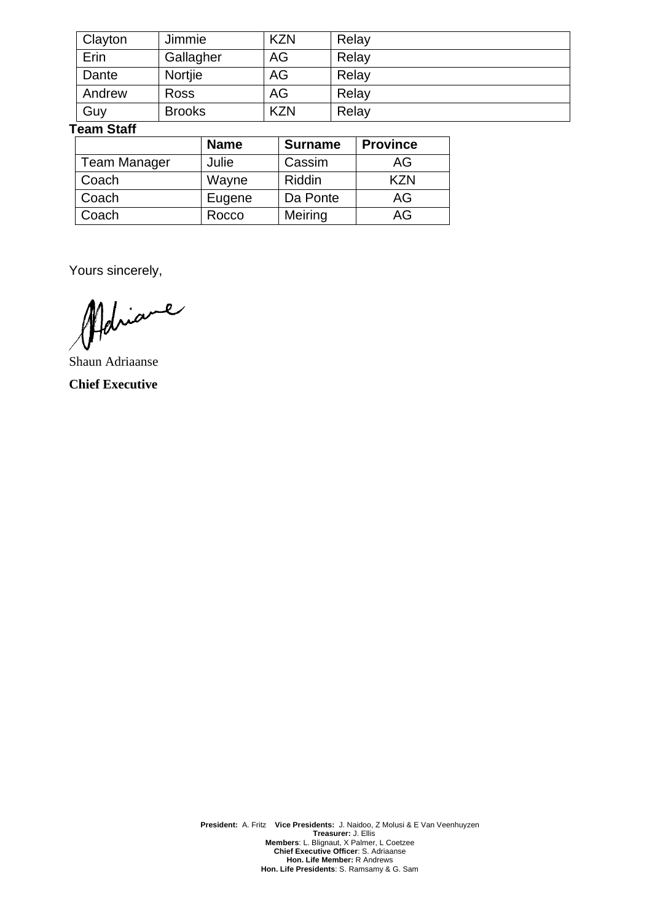| | | | |
|---|---|---|---|
| Clayton | Jimmie | KZN | Relay |
| Erin | Gallagher | AG | Relay |
| Dante | Nortjie | AG | Relay |
| Andrew | Ross | AG | Relay |
| Guy | Brooks | KZN | Relay |

**Team Staff**

| | Name | Surname | Province |
|---|---|---|---|
| Team Manager | Julie | Cassim | AG |
| Coach | Wayne | Riddin | KZN |
| Coach | Eugene | Da Ponte | AG |
| Coach | Rocco | Meiring | AG |

Yours sincerely,

Shaun Adriaanse

**Chief Executive**

**President:** A. Fritz **Vice Presidents:** J. Naidoo, Z Molusi & E Van Veenhuyzen
**Treasurer:** J. Ellis
**Members**: L. Blignaut, X Palmer, L Coetzee
**Chief Executive Officer**: S. Adriaanse
**Hon. Life Member:** R Andrews
**Hon. Life Presidents**: S. Ramsamy & G. Sam